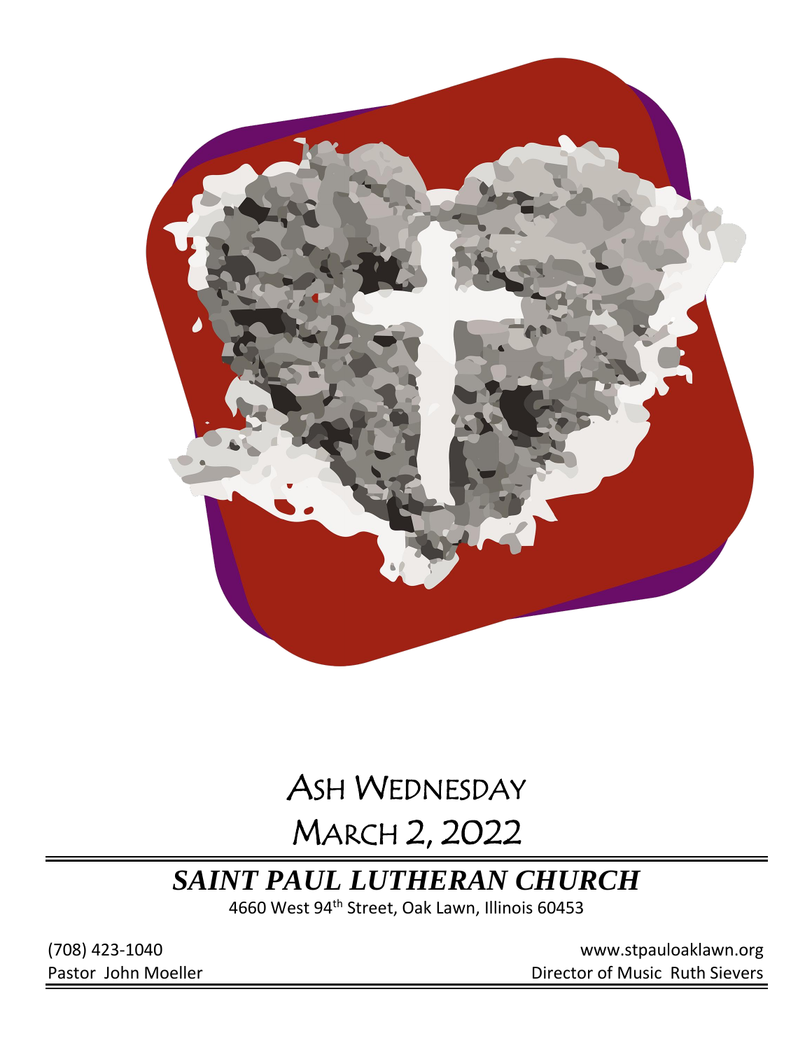# Ash Wednesday

# March 2, 2022

## *SAINT PAUL LUTHERAN CHURCH*

4660 West 94th Street, Oak Lawn, Illinois 60453

(708) 423-1040

www.stpauloaklawn.org

Pastor John Moeller

Director of Music Ruth Sievers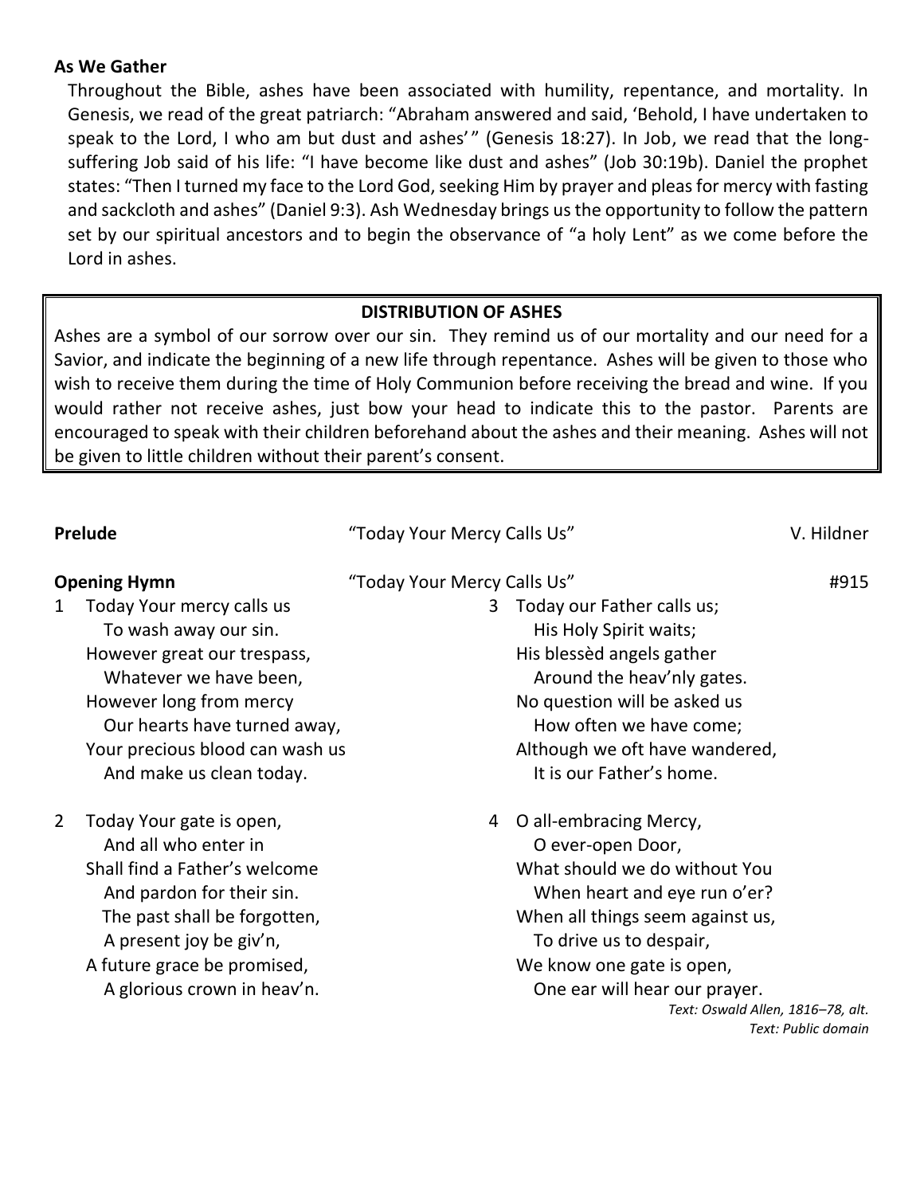## As We Gather

Throughout the Bible, ashes have been associated with humility, repentance, and mortality. In Genesis, we read of the great patriarch: "Abraham answered and said, 'Behold, I have undertaken to speak to the Lord, I who am but dust and ashes'" (Genesis 18:27). In Job, we read that the long-suffering Job said of his life: "I have become like dust and ashes" (Job 30:19b). Daniel the prophet states: "Then I turned my face to the Lord God, seeking Him by prayer and pleas for mercy with fasting and sackcloth and ashes" (Daniel 9:3). Ash Wednesday brings us the opportunity to follow the pattern set by our spiritual ancestors and to begin the observance of "a holy Lent" as we come before the Lord in ashes.

**DISTRIBUTION OF ASHES**

Ashes are a symbol of our sorrow over our sin. They remind us of our mortality and our need for a Savior, and indicate the beginning of a new life through repentance. Ashes will be given to those who wish to receive them during the time of Holy Communion before receiving the bread and wine. If you would rather not receive ashes, just bow your head to indicate this to the pastor. Parents are encouraged to speak with their children beforehand about the ashes and their meaning. Ashes will not be given to little children without their parent's consent.

**Prelude** "Today Your Mercy Calls Us" V. Hildner

**Opening Hymn** "Today Your Mercy Calls Us" #915

1 Today Your mercy calls us
To wash away our sin.
However great our trespass,
Whatever we have been,
However long from mercy
Our hearts have turned away,
Your precious blood can wash us
And make us clean today.

2 Today Your gate is open,
And all who enter in
Shall find a Father's welcome
And pardon for their sin.
The past shall be forgotten,
A present joy be giv'n,
A future grace be promised,
A glorious crown in heav'n.

3 Today our Father calls us;
His Holy Spirit waits;
His blessèd angels gather
Around the heav'nly gates.
No question will be asked us
How often we have come;
Although we oft have wandered,
It is our Father's home.

4 O all-embracing Mercy,
O ever-open Door,
What should we do without You
When heart and eye run o'er?
When all things seem against us,
To drive us to despair,
We know one gate is open,
One ear will hear our prayer.

*Text: Oswald Allen, 1816–78, alt.*
*Text: Public domain*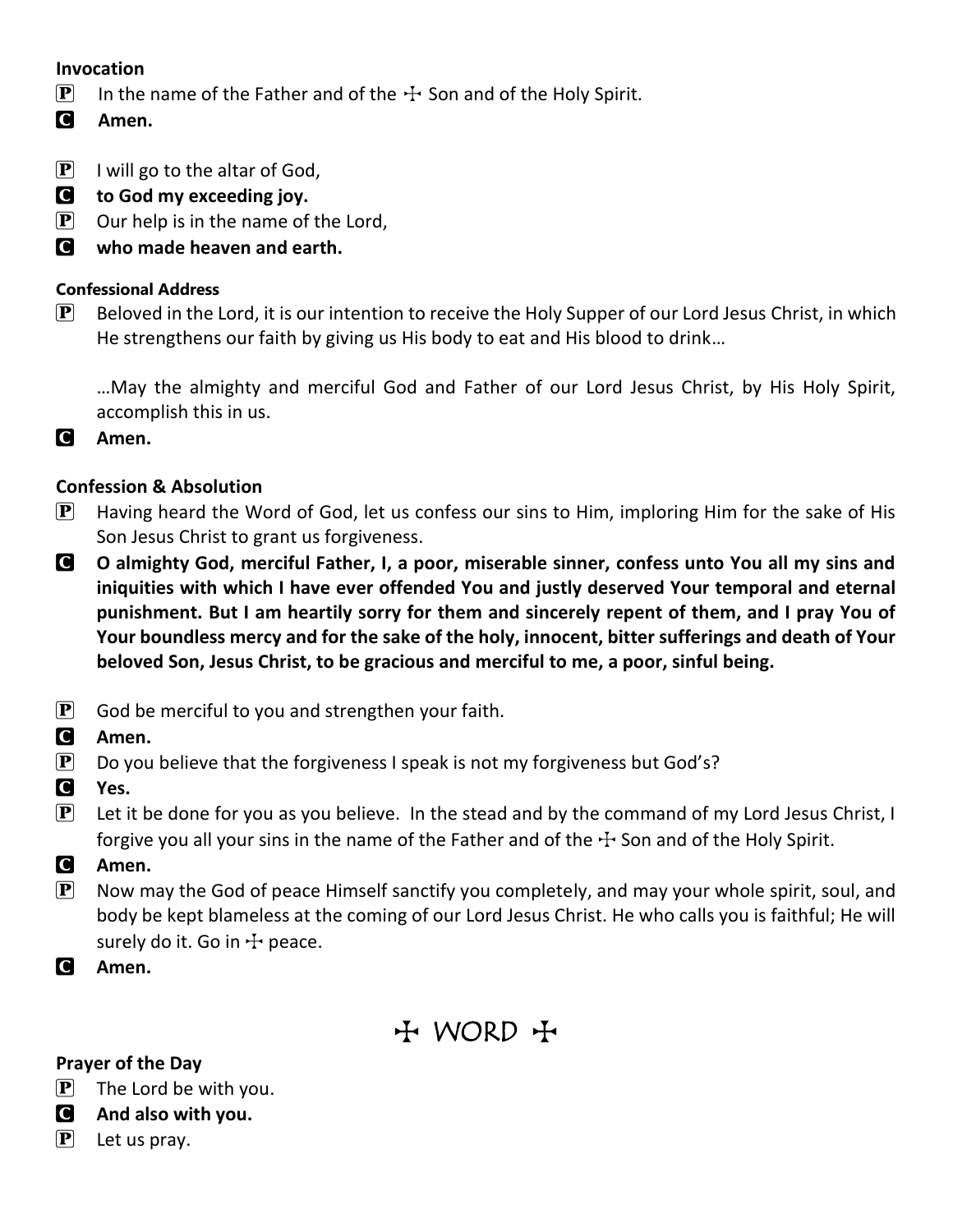**Invocation**

**P** In the name of the Father and of the ☩ Son and of the Holy Spirit.

**C** **Amen.**

**P** I will go to the altar of God,

**C** **to God my exceeding joy.**

**P** Our help is in the name of the Lord,

**C** **who made heaven and earth.**

**Confessional Address**

**P** Beloved in the Lord, it is our intention to receive the Holy Supper of our Lord Jesus Christ, in which He strengthens our faith by giving us His body to eat and His blood to drink…

…May the almighty and merciful God and Father of our Lord Jesus Christ, by His Holy Spirit, accomplish this in us.

**C** **Amen.**

**Confession & Absolution**

**P** Having heard the Word of God, let us confess our sins to Him, imploring Him for the sake of His Son Jesus Christ to grant us forgiveness.

**C** **O almighty God, merciful Father, I, a poor, miserable sinner, confess unto You all my sins and iniquities with which I have ever offended You and justly deserved Your temporal and eternal punishment. But I am heartily sorry for them and sincerely repent of them, and I pray You of Your boundless mercy and for the sake of the holy, innocent, bitter sufferings and death of Your beloved Son, Jesus Christ, to be gracious and merciful to me, a poor, sinful being.**

**P** God be merciful to you and strengthen your faith.

**C** **Amen.**

**P** Do you believe that the forgiveness I speak is not my forgiveness but God's?

**C** **Yes.**

**P** Let it be done for you as you believe. In the stead and by the command of my Lord Jesus Christ, I forgive you all your sins in the name of the Father and of the ☩ Son and of the Holy Spirit.

**C** **Amen.**

**P** Now may the God of peace Himself sanctify you completely, and may your whole spirit, soul, and body be kept blameless at the coming of our Lord Jesus Christ. He who calls you is faithful; He will surely do it. Go in ☩ peace.

**C** **Amen.**

# ☩ WORD ☩

**Prayer of the Day**

**P** The Lord be with you.

**C** **And also with you.**

**P** Let us pray.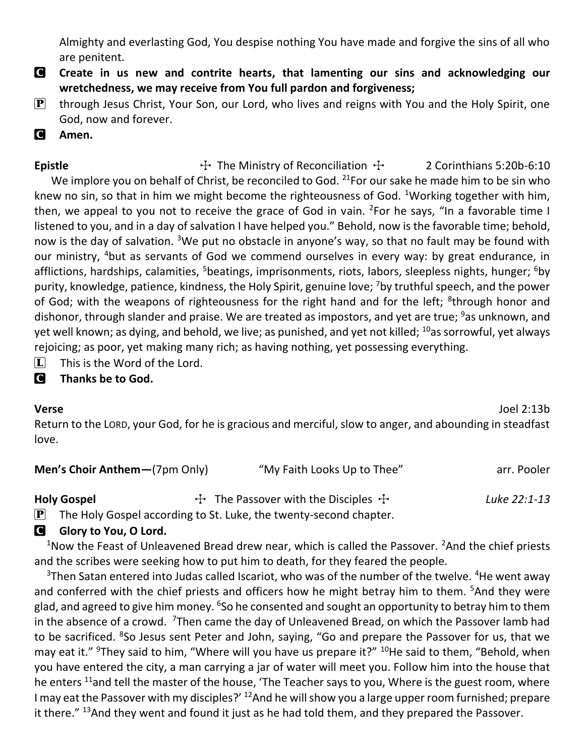Almighty and everlasting God, You despise nothing You have made and forgive the sins of all who are penitent.

**C** **Create in us new and contrite hearts, that lamenting our sins and acknowledging our wretchedness, we may receive from You full pardon and forgiveness;**

**P** through Jesus Christ, Your Son, our Lord, who lives and reigns with You and the Holy Spirit, one God, now and forever.

**C** **Amen.**

**Epistle** ☩ The Ministry of Reconciliation ☩ 2 Corinthians 5:20b-6:10

We implore you on behalf of Christ, be reconciled to God. [21]For our sake he made him to be sin who knew no sin, so that in him we might become the righteousness of God. [1]Working together with him, then, we appeal to you not to receive the grace of God in vain. [2]For he says, "In a favorable time I listened to you, and in a day of salvation I have helped you." Behold, now is the favorable time; behold, now is the day of salvation. [3]We put no obstacle in anyone's way, so that no fault may be found with our ministry, [4]but as servants of God we commend ourselves in every way: by great endurance, in afflictions, hardships, calamities, [5]beatings, imprisonments, riots, labors, sleepless nights, hunger; [6]by purity, knowledge, patience, kindness, the Holy Spirit, genuine love; [7]by truthful speech, and the power of God; with the weapons of righteousness for the right hand and for the left; [8]through honor and dishonor, through slander and praise. We are treated as impostors, and yet are true; [9]as unknown, and yet well known; as dying, and behold, we live; as punished, and yet not killed; [10]as sorrowful, yet always rejoicing; as poor, yet making many rich; as having nothing, yet possessing everything.

**L** This is the Word of the Lord.

**C** **Thanks be to God.**

**Verse** Joel 2:13b

Return to the LORD, your God, for he is gracious and merciful, slow to anger, and abounding in steadfast love.

**Men's Choir Anthem—**(7pm Only) "My Faith Looks Up to Thee" arr. Pooler

**Holy Gospel** ☩ The Passover with the Disciples ☩ *Luke 22:1-13*

**P** The Holy Gospel according to St. Luke, the twenty-second chapter.

**C** **Glory to You, O Lord.**

[1]Now the Feast of Unleavened Bread drew near, which is called the Passover. [2]And the chief priests and the scribes were seeking how to put him to death, for they feared the people.

[3]Then Satan entered into Judas called Iscariot, who was of the number of the twelve. [4]He went away and conferred with the chief priests and officers how he might betray him to them. [5]And they were glad, and agreed to give him money. [6]So he consented and sought an opportunity to betray him to them in the absence of a crowd. [7]Then came the day of Unleavened Bread, on which the Passover lamb had to be sacrificed. [8]So Jesus sent Peter and John, saying, "Go and prepare the Passover for us, that we may eat it." [9]They said to him, "Where will you have us prepare it?" [10]He said to them, "Behold, when you have entered the city, a man carrying a jar of water will meet you. Follow him into the house that he enters [11]and tell the master of the house, 'The Teacher says to you, Where is the guest room, where I may eat the Passover with my disciples?' [12]And he will show you a large upper room furnished; prepare it there." [13]And they went and found it just as he had told them, and they prepared the Passover.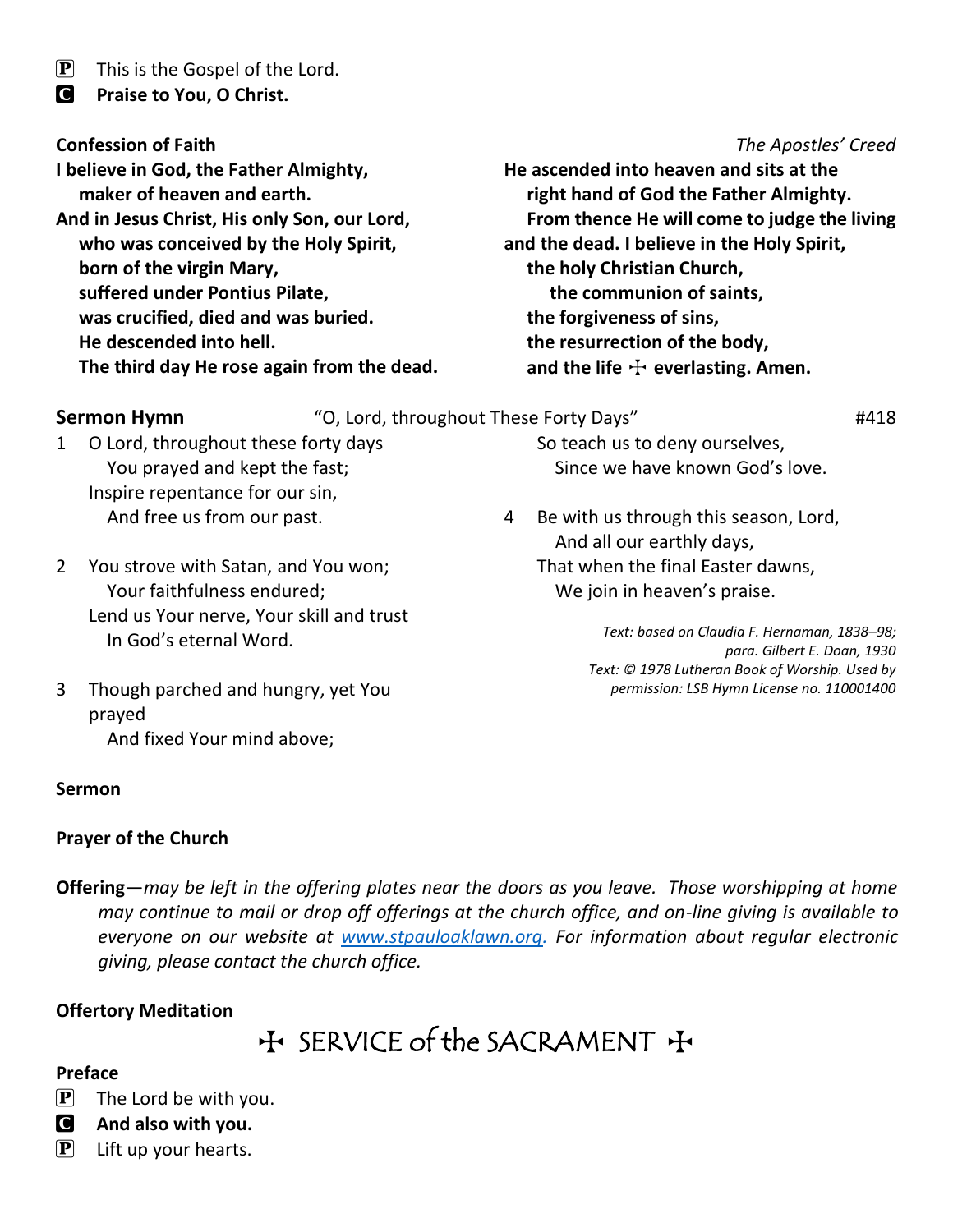P This is the Gospel of the Lord.
**C Praise to You, O Christ.**

**Confession of Faith** *The Apostles' Creed*

**I believe in God, the Father Almighty,**
**maker of heaven and earth.**
**And in Jesus Christ, His only Son, our Lord,**
**who was conceived by the Holy Spirit,**
**born of the virgin Mary,**
**suffered under Pontius Pilate,**
**was crucified, died and was buried.**
**He descended into hell.**
**The third day He rose again from the dead.**
**He ascended into heaven and sits at the**
**right hand of God the Father Almighty.**
**From thence He will come to judge the living**
**and the dead. I believe in the Holy Spirit,**
**the holy Christian Church,**
**the communion of saints,**
**the forgiveness of sins,**
**the resurrection of the body,**
**and the life ☩ everlasting. Amen.**

**Sermon Hymn** "O, Lord, throughout These Forty Days" #418

1 O Lord, throughout these forty days
You prayed and kept the fast;
Inspire repentance for our sin,
And free us from our past.

2 You strove with Satan, and You won;
Your faithfulness endured;
Lend us Your nerve, Your skill and trust
In God's eternal Word.

3 Though parched and hungry, yet You prayed
And fixed Your mind above;
So teach us to deny ourselves,
Since we have known God's love.

4 Be with us through this season, Lord,
And all our earthly days,
That when the final Easter dawns,
We join in heaven's praise.

*Text: based on Claudia F. Hernaman, 1838–98; para. Gilbert E. Doan, 1930*
*Text: © 1978 Lutheran Book of Worship. Used by permission: LSB Hymn License no. 110001400*

**Sermon**

**Prayer of the Church**

**Offering**—*may be left in the offering plates near the doors as you leave. Those worshipping at home may continue to mail or drop off offerings at the church office, and on-line giving is available to everyone on our website at [www.stpauloaklawn.org](http://www.stpauloaklawn.org). For information about regular electronic giving, please contact the church office.*

**Offertory Meditation**

## ☩ SERVICE of the SACRAMENT ☩

**Preface**

P The Lord be with you.
**C And also with you.**
P Lift up your hearts.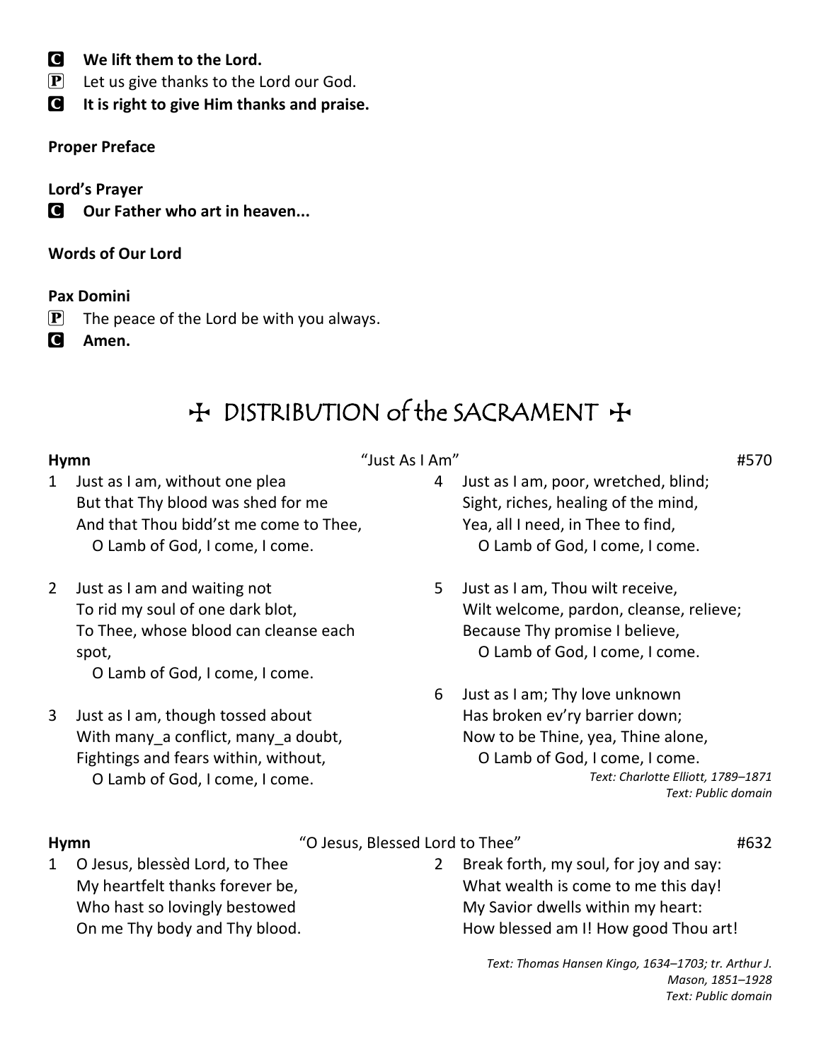**C** **We lift them to the Lord.**
**P** Let us give thanks to the Lord our God.
**C** **It is right to give Him thanks and praise.**

**Proper Preface**

**Lord's Prayer**
**C** **Our Father who art in heaven...**

**Words of Our Lord**

**Pax Domini**
**P** The peace of the Lord be with you always.
**C** **Amen.**

## ✠ DISTRIBUTION of the SACRAMENT ✠

**Hymn** "Just As I Am" #570

1 Just as I am, without one plea
But that Thy blood was shed for me
And that Thou bidd'st me come to Thee,
O Lamb of God, I come, I come.

2 Just as I am and waiting not
To rid my soul of one dark blot,
To Thee, whose blood can cleanse each spot,
O Lamb of God, I come, I come.

3 Just as I am, though tossed about
With many_a conflict, many_a doubt,
Fightings and fears within, without,
O Lamb of God, I come, I come.

4 Just as I am, poor, wretched, blind;
Sight, riches, healing of the mind,
Yea, all I need, in Thee to find,
O Lamb of God, I come, I come.

5 Just as I am, Thou wilt receive,
Wilt welcome, pardon, cleanse, relieve;
Because Thy promise I believe,
O Lamb of God, I come, I come.

6 Just as I am; Thy love unknown
Has broken ev'ry barrier down;
Now to be Thine, yea, Thine alone,
O Lamb of God, I come, I come.

*Text: Charlotte Elliott, 1789–1871*
*Text: Public domain*

**Hymn** "O Jesus, Blessed Lord to Thee" #632

1 O Jesus, blessèd Lord, to Thee
My heartfelt thanks forever be,
Who hast so lovingly bestowed
On me Thy body and Thy blood.

2 Break forth, my soul, for joy and say:
What wealth is come to me this day!
My Savior dwells within my heart:
How blessed am I! How good Thou art!

*Text: Thomas Hansen Kingo, 1634–1703; tr. Arthur J. Mason, 1851–1928*
*Text: Public domain*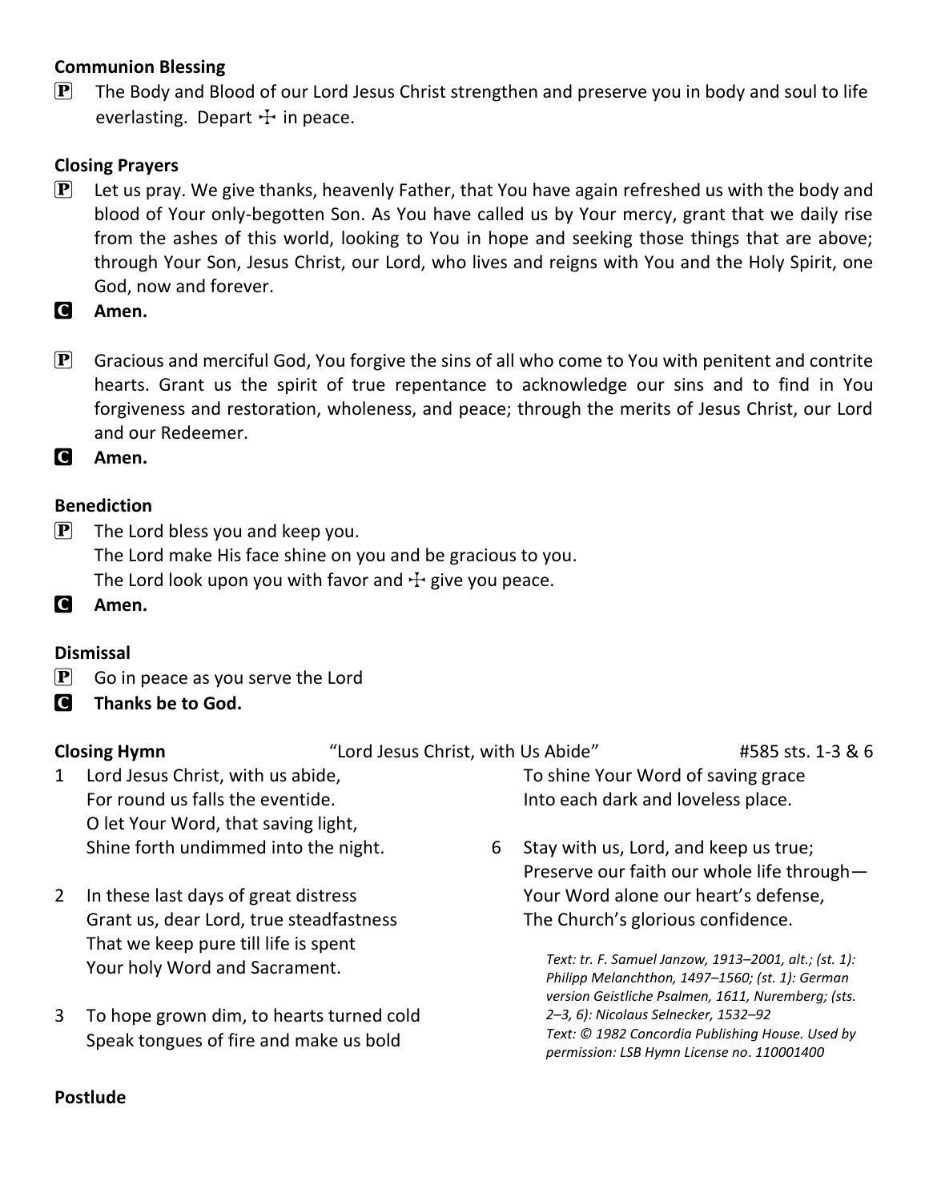**Communion Blessing**

P The Body and Blood of our Lord Jesus Christ strengthen and preserve you in body and soul to life everlasting. Depart ☩ in peace.

**Closing Prayers**

P Let us pray. We give thanks, heavenly Father, that You have again refreshed us with the body and blood of Your only-begotten Son. As You have called us by Your mercy, grant that we daily rise from the ashes of this world, looking to You in hope and seeking those things that are above; through Your Son, Jesus Christ, our Lord, who lives and reigns with You and the Holy Spirit, one God, now and forever.

C **Amen.**

P Gracious and merciful God, You forgive the sins of all who come to You with penitent and contrite hearts. Grant us the spirit of true repentance to acknowledge our sins and to find in You forgiveness and restoration, wholeness, and peace; through the merits of Jesus Christ, our Lord and our Redeemer.

C **Amen.**

**Benediction**

P The Lord bless you and keep you.
The Lord make His face shine on you and be gracious to you.
The Lord look upon you with favor and ☩ give you peace.

C **Amen.**

**Dismissal**

P Go in peace as you serve the Lord

C **Thanks be to God.**

**Closing Hymn** "Lord Jesus Christ, with Us Abide" #585 sts. 1-3 & 6

1 Lord Jesus Christ, with us abide,
For round us falls the eventide.
O let Your Word, that saving light,
Shine forth undimmed into the night.

2 In these last days of great distress
Grant us, dear Lord, true steadfastness
That we keep pure till life is spent
Your holy Word and Sacrament.

3 To hope grown dim, to hearts turned cold
Speak tongues of fire and make us bold
To shine Your Word of saving grace
Into each dark and loveless place.

6 Stay with us, Lord, and keep us true;
Preserve our faith our whole life through—
Your Word alone our heart's defense,
The Church's glorious confidence.

*Text: tr. F. Samuel Janzow, 1913–2001, alt.; (st. 1): Philipp Melanchthon, 1497–1560; (st. 1): German version Geistliche Psalmen, 1611, Nuremberg; (sts. 2–3, 6): Nicolaus Selnecker, 1532–92*
*Text: © 1982 Concordia Publishing House. Used by permission: LSB Hymn License no. 110001400*

**Postlude**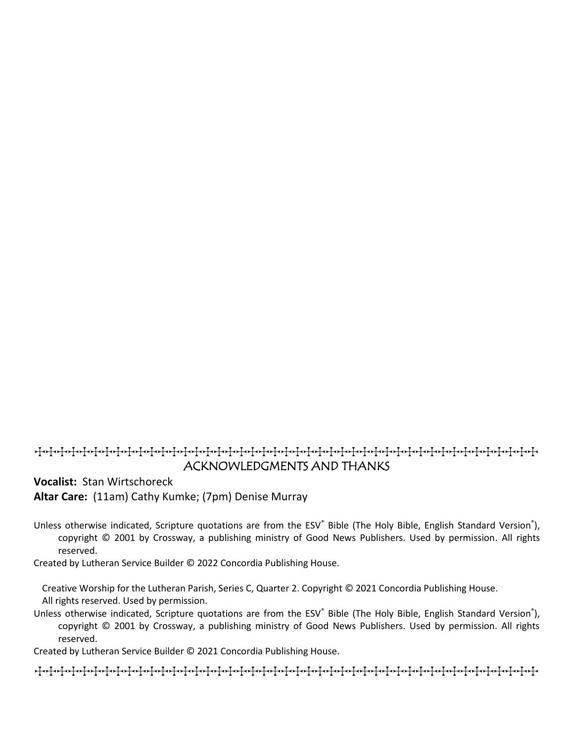## ACKNOWLEDGMENTS AND THANKS

**Vocalist:** Stan Wirtschoreck

**Altar Care:** (11am) Cathy Kumke; (7pm) Denise Murray

Unless otherwise indicated, Scripture quotations are from the ESV® Bible (The Holy Bible, English Standard Version®), copyright © 2001 by Crossway, a publishing ministry of Good News Publishers. Used by permission. All rights reserved.

Created by Lutheran Service Builder © 2022 Concordia Publishing House.

Creative Worship for the Lutheran Parish, Series C, Quarter 2. Copyright © 2021 Concordia Publishing House. All rights reserved. Used by permission.

Unless otherwise indicated, Scripture quotations are from the ESV® Bible (The Holy Bible, English Standard Version®), copyright © 2001 by Crossway, a publishing ministry of Good News Publishers. Used by permission. All rights reserved.

Created by Lutheran Service Builder © 2021 Concordia Publishing House.